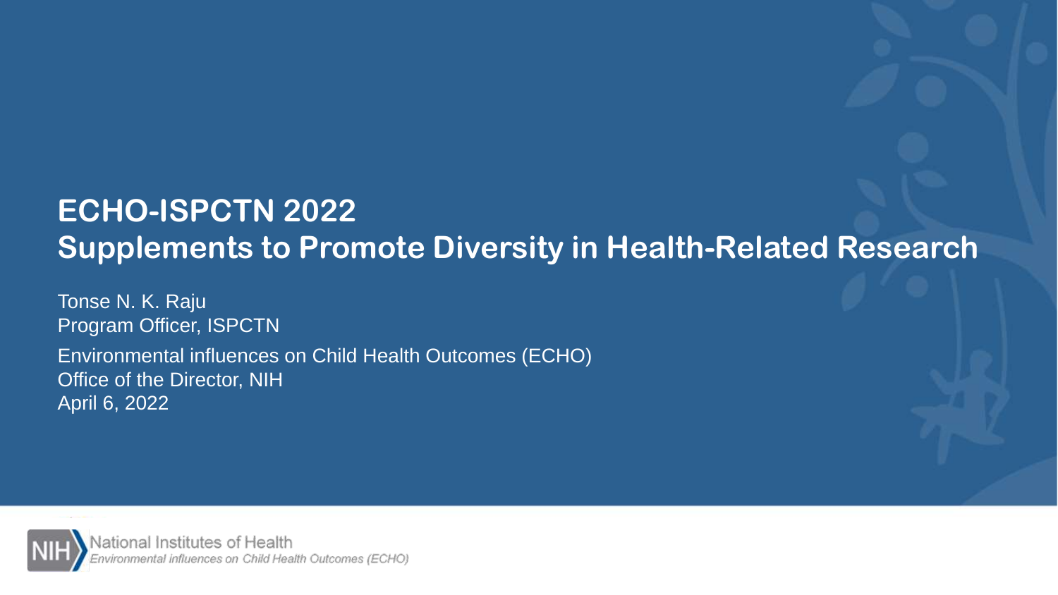# ECHO-ISPCTN 2022
# Supplements to Promote Diversity in Health-Related Research

Tonse N. K. Raju
Program Officer, ISPCTN

Environmental influences on Child Health Outcomes (ECHO)
Office of the Director, NIH
April 6, 2022

NIH National Institutes of Health
*Environmental influences on Child Health Outcomes (ECHO)*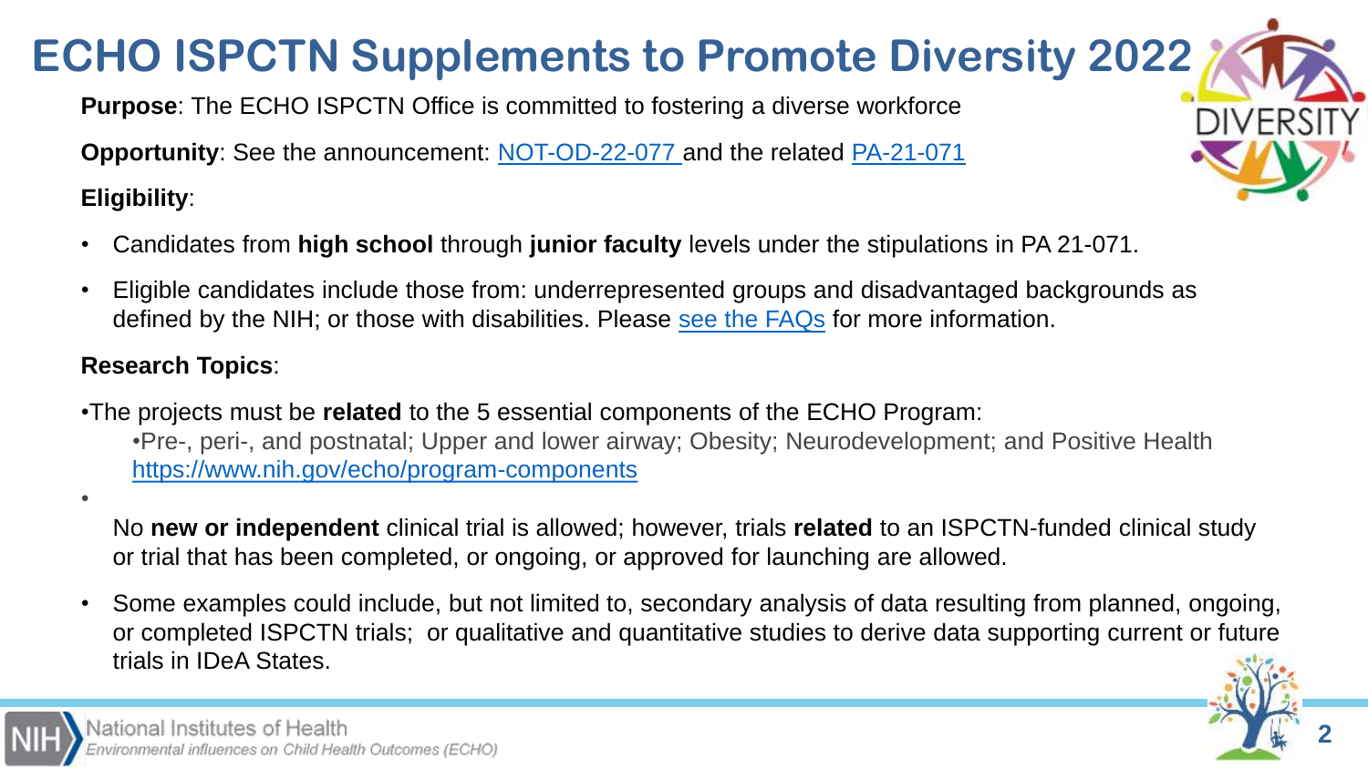# ECHO ISPCTN Supplements to Promote Diversity 2022

**Purpose**: The ECHO ISPCTN Office is committed to fostering a diverse workforce

**Opportunity**: See the announcement: NOT-OD-22-077 and the related PA-21-071

**Eligibility**:

- Candidates from **high school** through **junior faculty** levels under the stipulations in PA 21-071.
- Eligible candidates include those from: underrepresented groups and disadvantaged backgrounds as defined by the NIH; or those with disabilities. Please see the FAQs for more information.

**Research Topics**:

- The projects must be **related** to the 5 essential components of the ECHO Program:
  - Pre-, peri-, and postnatal; Upper and lower airway; Obesity; Neurodevelopment; and Positive Health https://www.nih.gov/echo/program-components
- No **new or independent** clinical trial is allowed; however, trials **related** to an ISPCTN-funded clinical study or trial that has been completed, or ongoing, or approved for launching are allowed.
- Some examples could include, but not limited to, secondary analysis of data resulting from planned, ongoing, or completed ISPCTN trials; or qualitative and quantitative studies to derive data supporting current or future trials in IDeA States.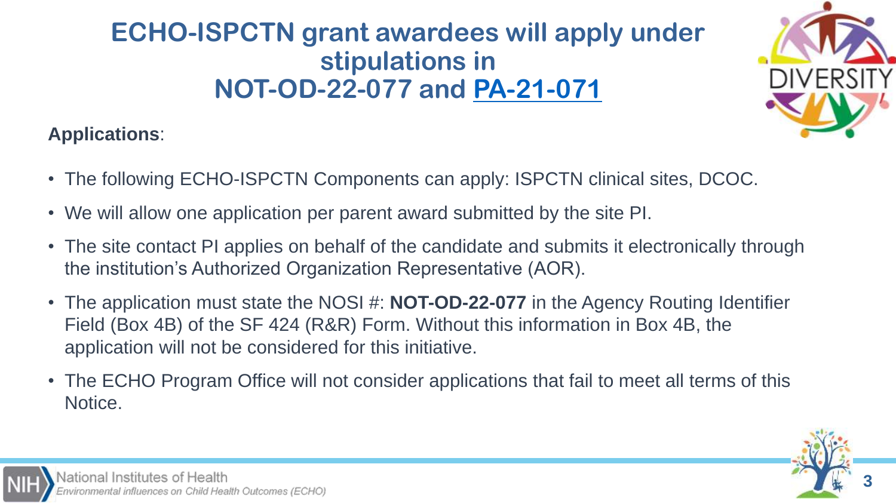# ECHO-ISPCTN grant awardees will apply under stipulations in NOT-OD-22-077 and PA-21-071

**Applications**:

- The following ECHO-ISPCTN Components can apply: ISPCTN clinical sites, DCOC.
- We will allow one application per parent award submitted by the site PI.
- The site contact PI applies on behalf of the candidate and submits it electronically through the institution's Authorized Organization Representative (AOR).
- The application must state the NOSI #: **NOT-OD-22-077** in the Agency Routing Identifier Field (Box 4B) of the SF 424 (R&R) Form. Without this information in Box 4B, the application will not be considered for this initiative.
- The ECHO Program Office will not consider applications that fail to meet all terms of this Notice.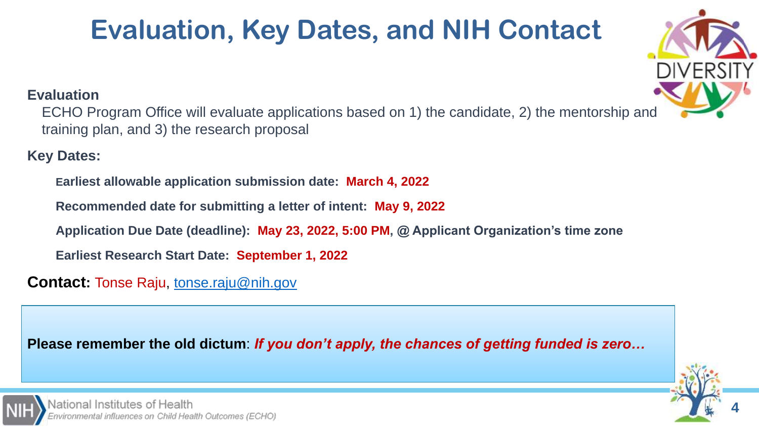# Evaluation, Key Dates, and NIH Contact

**Evaluation**

ECHO Program Office will evaluate applications based on 1) the candidate, 2) the mentorship and training plan, and 3) the research proposal

**Key Dates:**

**Earliest allowable application submission date: March 4, 2022**

**Recommended date for submitting a letter of intent: May 9, 2022**

**Application Due Date (deadline): May 23, 2022, 5:00 PM, @ Applicant Organization's time zone**

**Earliest Research Start Date: September 1, 2022**

**Contact:** Tonse Raju, tonse.raju@nih.gov

**Please remember the old dictum**: ***If you don't apply, the chances of getting funded is zero…***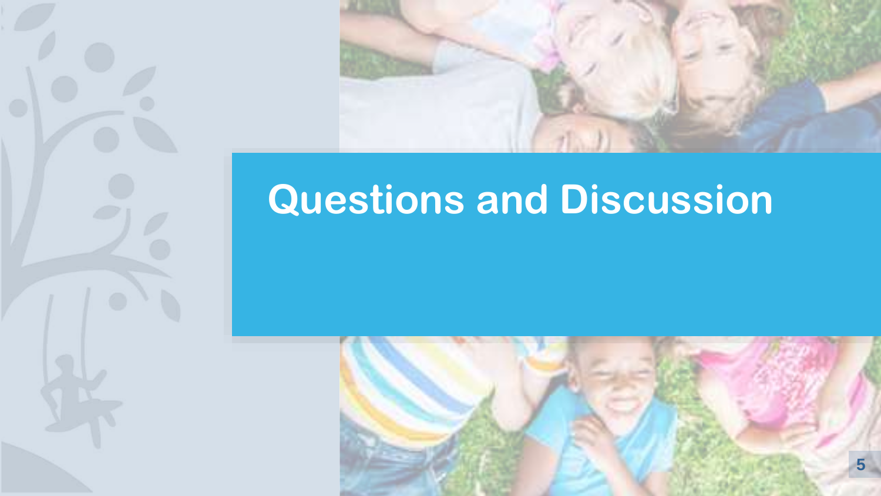# Questions and Discussion